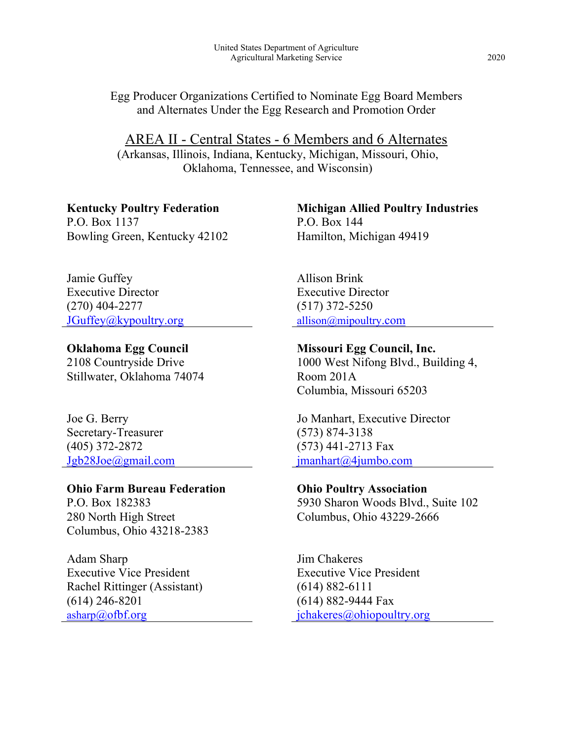United States Department of Agriculture
Agricultural Marketing Service

2020

Egg Producer Organizations Certified to Nominate Egg Board Members and Alternates Under the Egg Research and Promotion Order

## AREA II - Central States - 6 Members and 6 Alternates

(Arkansas, Illinois, Indiana, Kentucky, Michigan, Missouri, Ohio, Oklahoma, Tennessee, and Wisconsin)

**Kentucky Poultry Federation**
P.O. Box 1137
Bowling Green, Kentucky 42102

Jamie Guffey
Executive Director
(270) 404-2277
JGuffey@kypoultry.org

---

**Michigan Allied Poultry Industries**
P.O. Box 144
Hamilton, Michigan 49419

Allison Brink
Executive Director
(517) 372-5250
allison@mipoultry.com

---

**Oklahoma Egg Council**
2108 Countryside Drive
Stillwater, Oklahoma 74074

Joe G. Berry
Secretary-Treasurer
(405) 372-2872
Jgb28Joe@gmail.com

---

**Missouri Egg Council, Inc.**
1000 West Nifong Blvd., Building 4,
Room 201A
Columbia, Missouri 65203

Jo Manhart, Executive Director
(573) 874-3138
(573) 441-2713 Fax
jmanhart@4jumbo.com

---

**Ohio Farm Bureau Federation**
P.O. Box 182383
280 North High Street
Columbus, Ohio 43218-2383

Adam Sharp
Executive Vice President
Rachel Rittinger (Assistant)
(614) 246-8201
asharp@ofbf.org

---

**Ohio Poultry Association**
5930 Sharon Woods Blvd., Suite 102
Columbus, Ohio 43229-2666

Jim Chakeres
Executive Vice President
(614) 882-6111
(614) 882-9444 Fax
jchakeres@ohiopoultry.org

---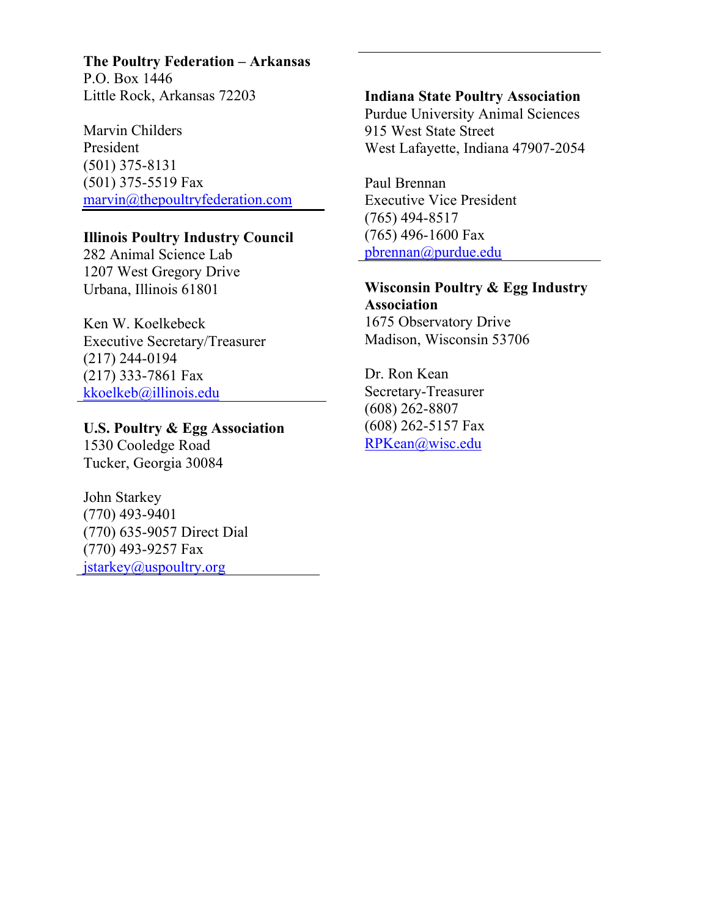**The Poultry Federation – Arkansas**
P.O. Box 1446
Little Rock, Arkansas 72203

Marvin Childers
President
(501) 375-8131
(501) 375-5519 Fax
marvin@thepoultryfederation.com

---

**Illinois Poultry Industry Council**
282 Animal Science Lab
1207 West Gregory Drive
Urbana, Illinois 61801

Ken W. Koelkebeck
Executive Secretary/Treasurer
(217) 244-0194
(217) 333-7861 Fax
kkoelkeb@illinois.edu

---

**U.S. Poultry & Egg Association**
1530 Cooledge Road
Tucker, Georgia 30084

John Starkey
(770) 493-9401
(770) 635-9057 Direct Dial
(770) 493-9257 Fax
jstarkey@uspoultry.org

---

**Indiana State Poultry Association**
Purdue University Animal Sciences
915 West State Street
West Lafayette, Indiana 47907-2054

Paul Brennan
Executive Vice President
(765) 494-8517
(765) 496-1600 Fax
pbrennan@purdue.edu

---

**Wisconsin Poultry & Egg Industry Association**
1675 Observatory Drive
Madison, Wisconsin 53706

Dr. Ron Kean
Secretary-Treasurer
(608) 262-8807
(608) 262-5157 Fax
RPKean@wisc.edu